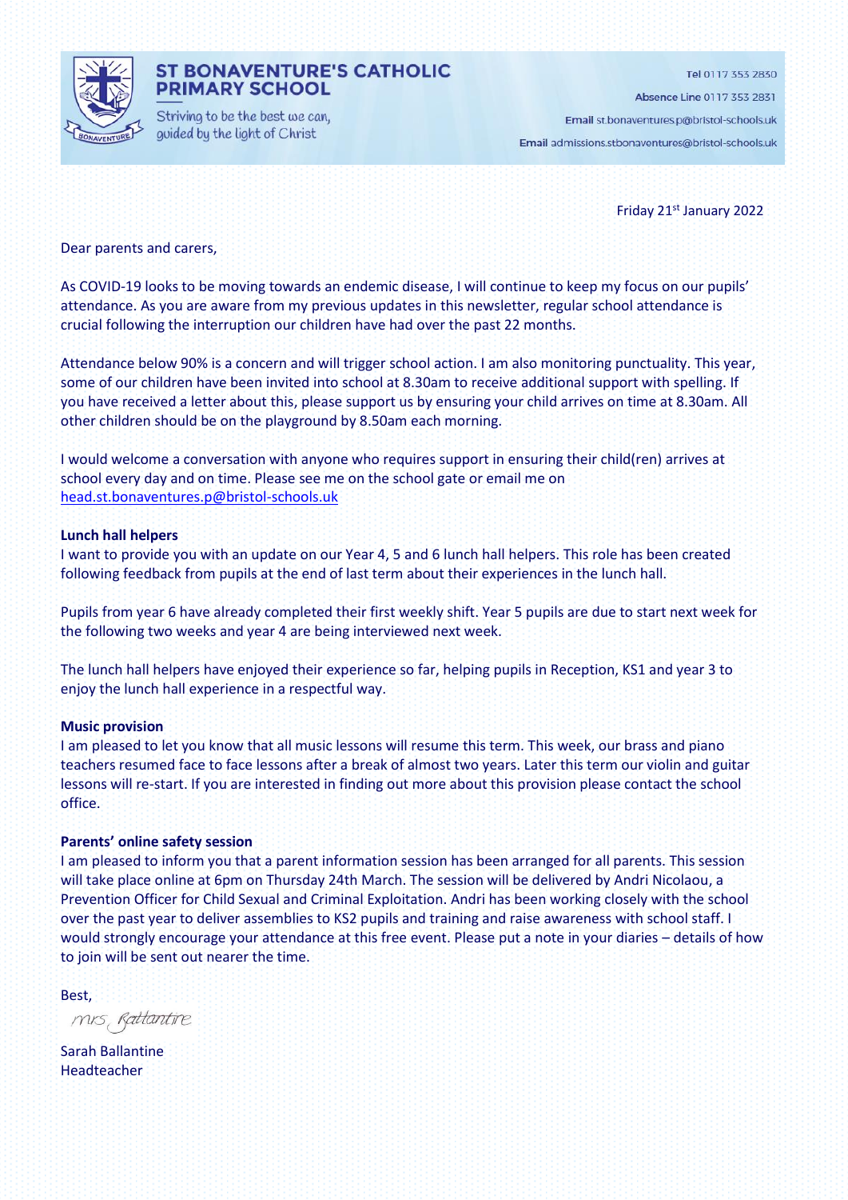# ST BONAVENTURE'S CATHOLIC PRIMARY SCHOOL

*Striving to be the best we can, guided by the light of Christ*

Tel 0117 353 2830
Absence Line 0117 353 2831
Email st.bonaventures.p@bristol-schools.uk
Email admissions.stbonaventures@bristol-schools.uk

Friday 21st January 2022

Dear parents and carers,

As COVID-19 looks to be moving towards an endemic disease, I will continue to keep my focus on our pupils' attendance. As you are aware from my previous updates in this newsletter, regular school attendance is crucial following the interruption our children have had over the past 22 months.

Attendance below 90% is a concern and will trigger school action. I am also monitoring punctuality. This year, some of our children have been invited into school at 8.30am to receive additional support with spelling. If you have received a letter about this, please support us by ensuring your child arrives on time at 8.30am. All other children should be on the playground by 8.50am each morning.

I would welcome a conversation with anyone who requires support in ensuring their child(ren) arrives at school every day and on time. Please see me on the school gate or email me on head.st.bonaventures.p@bristol-schools.uk

**Lunch hall helpers**

I want to provide you with an update on our Year 4, 5 and 6 lunch hall helpers. This role has been created following feedback from pupils at the end of last term about their experiences in the lunch hall.

Pupils from year 6 have already completed their first weekly shift. Year 5 pupils are due to start next week for the following two weeks and year 4 are being interviewed next week.

The lunch hall helpers have enjoyed their experience so far, helping pupils in Reception, KS1 and year 3 to enjoy the lunch hall experience in a respectful way.

**Music provision**

I am pleased to let you know that all music lessons will resume this term. This week, our brass and piano teachers resumed face to face lessons after a break of almost two years. Later this term our violin and guitar lessons will re-start. If you are interested in finding out more about this provision please contact the school office.

**Parents' online safety session**

I am pleased to inform you that a parent information session has been arranged for all parents. This session will take place online at 6pm on Thursday 24th March. The session will be delivered by Andri Nicolaou, a Prevention Officer for Child Sexual and Criminal Exploitation. Andri has been working closely with the school over the past year to deliver assemblies to KS2 pupils and training and raise awareness with school staff. I would strongly encourage your attendance at this free event. Please put a note in your diaries – details of how to join will be sent out nearer the time.

Best,

*Mrs Ballantine*

Sarah Ballantine
Headteacher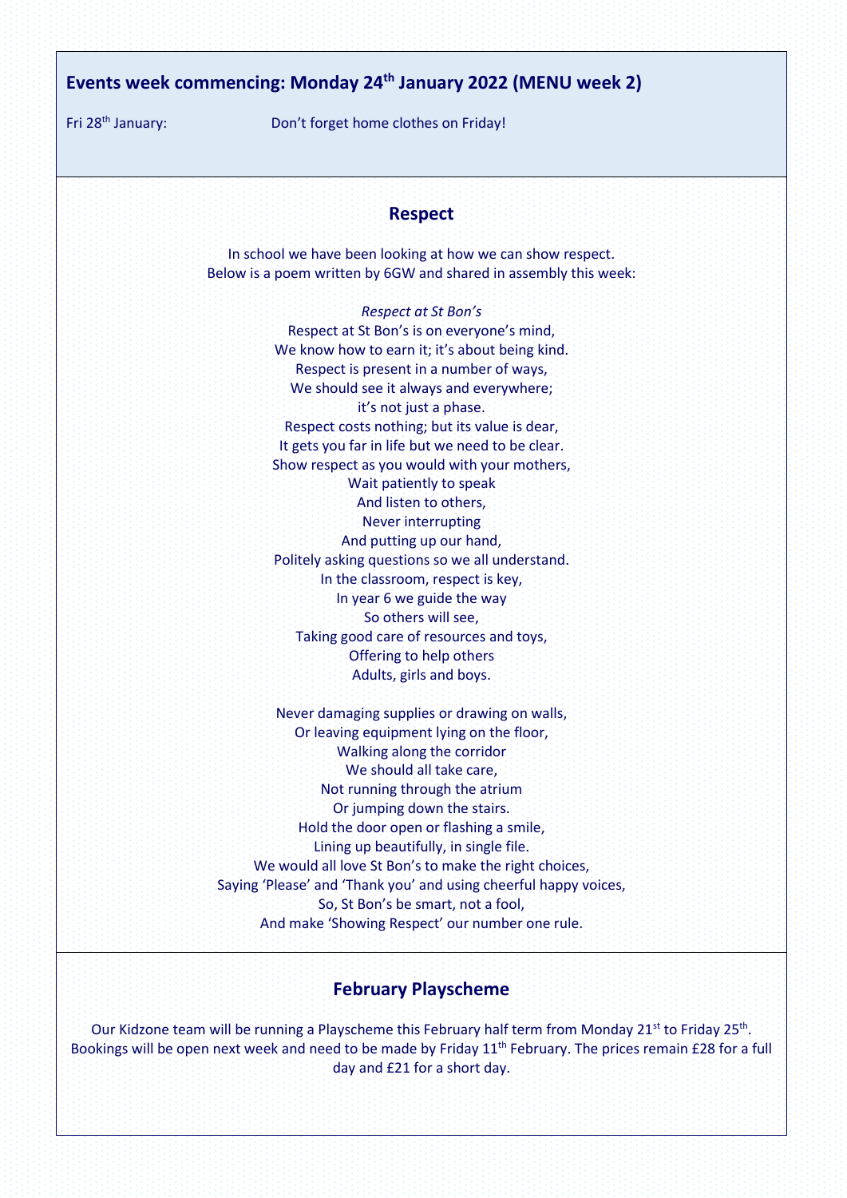## Events week commencing: Monday 24th January 2022 (MENU week 2)

Fri 28th January: Don't forget home clothes on Friday!

## Respect

In school we have been looking at how we can show respect.
Below is a poem written by 6GW and shared in assembly this week:

*Respect at St Bon's*

Respect at St Bon's is on everyone's mind,
We know how to earn it; it's about being kind.
Respect is present in a number of ways,
We should see it always and everywhere;
it's not just a phase.
Respect costs nothing; but its value is dear,
It gets you far in life but we need to be clear.
Show respect as you would with your mothers,
Wait patiently to speak
And listen to others,
Never interrupting
And putting up our hand,
Politely asking questions so we all understand.
In the classroom, respect is key,
In year 6 we guide the way
So others will see,
Taking good care of resources and toys,
Offering to help others
Adults, girls and boys.

Never damaging supplies or drawing on walls,
Or leaving equipment lying on the floor,
Walking along the corridor
We should all take care,
Not running through the atrium
Or jumping down the stairs.
Hold the door open or flashing a smile,
Lining up beautifully, in single file.
We would all love St Bon's to make the right choices,
Saying 'Please' and 'Thank you' and using cheerful happy voices,
So, St Bon's be smart, not a fool,
And make 'Showing Respect' our number one rule.

## February Playscheme

Our Kidzone team will be running a Playscheme this February half term from Monday 21st to Friday 25th. Bookings will be open next week and need to be made by Friday 11th February. The prices remain £28 for a full day and £21 for a short day.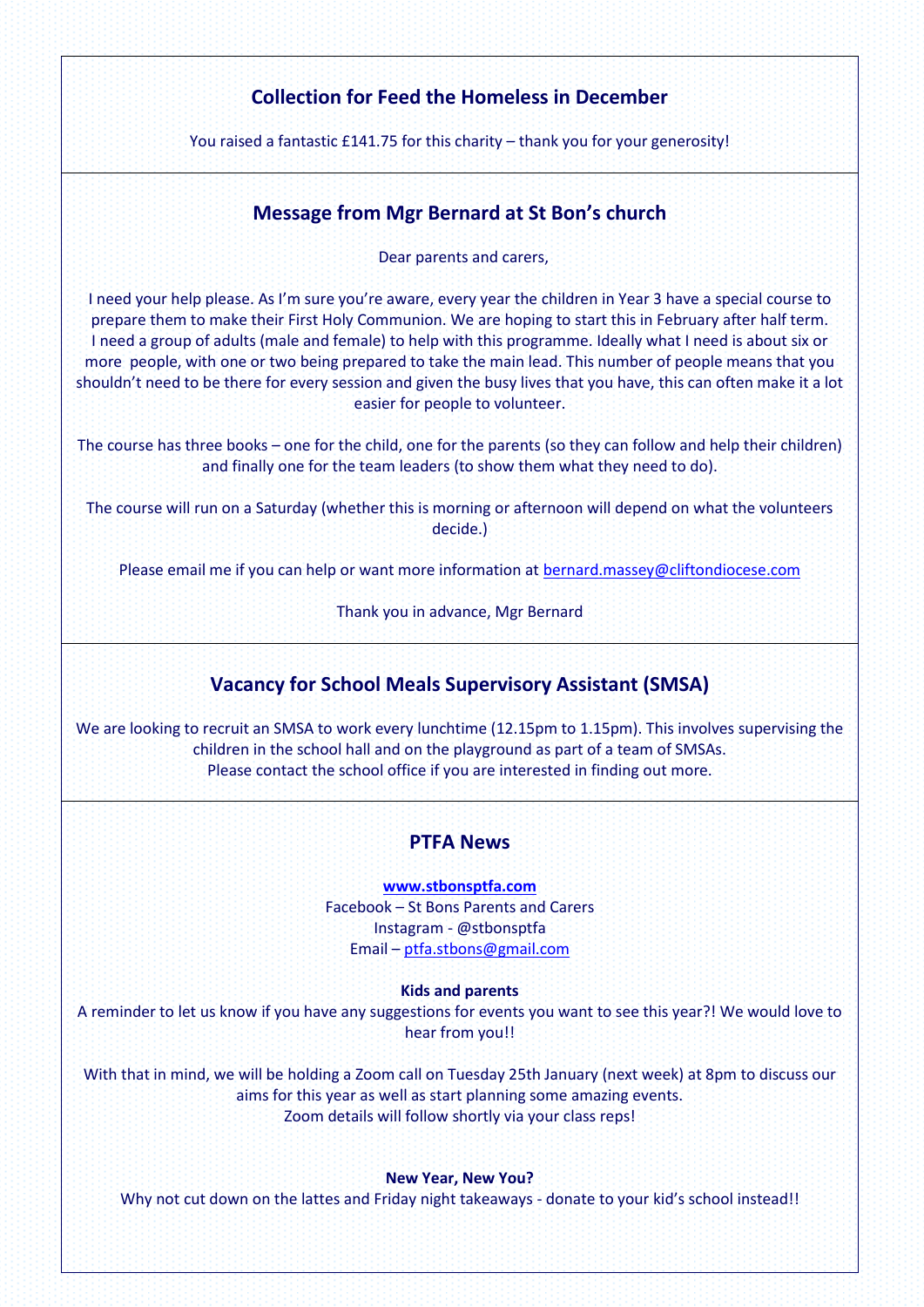## Collection for Feed the Homeless in December

You raised a fantastic £141.75 for this charity – thank you for your generosity!

## Message from Mgr Bernard at St Bon's church

Dear parents and carers,

I need your help please. As I'm sure you're aware, every year the children in Year 3 have a special course to prepare them to make their First Holy Communion. We are hoping to start this in February after half term. I need a group of adults (male and female) to help with this programme. Ideally what I need is about six or more people, with one or two being prepared to take the main lead. This number of people means that you shouldn't need to be there for every session and given the busy lives that you have, this can often make it a lot easier for people to volunteer.

The course has three books – one for the child, one for the parents (so they can follow and help their children) and finally one for the team leaders (to show them what they need to do).

The course will run on a Saturday (whether this is morning or afternoon will depend on what the volunteers decide.)

Please email me if you can help or want more information at bernard.massey@cliftondiocese.com

Thank you in advance, Mgr Bernard

## Vacancy for School Meals Supervisory Assistant (SMSA)

We are looking to recruit an SMSA to work every lunchtime (12.15pm to 1.15pm). This involves supervising the children in the school hall and on the playground as part of a team of SMSAs.
Please contact the school office if you are interested in finding out more.

## PTFA News

**www.stbonsptfa.com**
Facebook – St Bons Parents and Carers
Instagram - @stbonsptfa
Email – ptfa.stbons@gmail.com

**Kids and parents**

A reminder to let us know if you have any suggestions for events you want to see this year?! We would love to hear from you!!

With that in mind, we will be holding a Zoom call on Tuesday 25th January (next week) at 8pm to discuss our aims for this year as well as start planning some amazing events.
Zoom details will follow shortly via your class reps!

**New Year, New You?**

Why not cut down on the lattes and Friday night takeaways - donate to your kid's school instead!!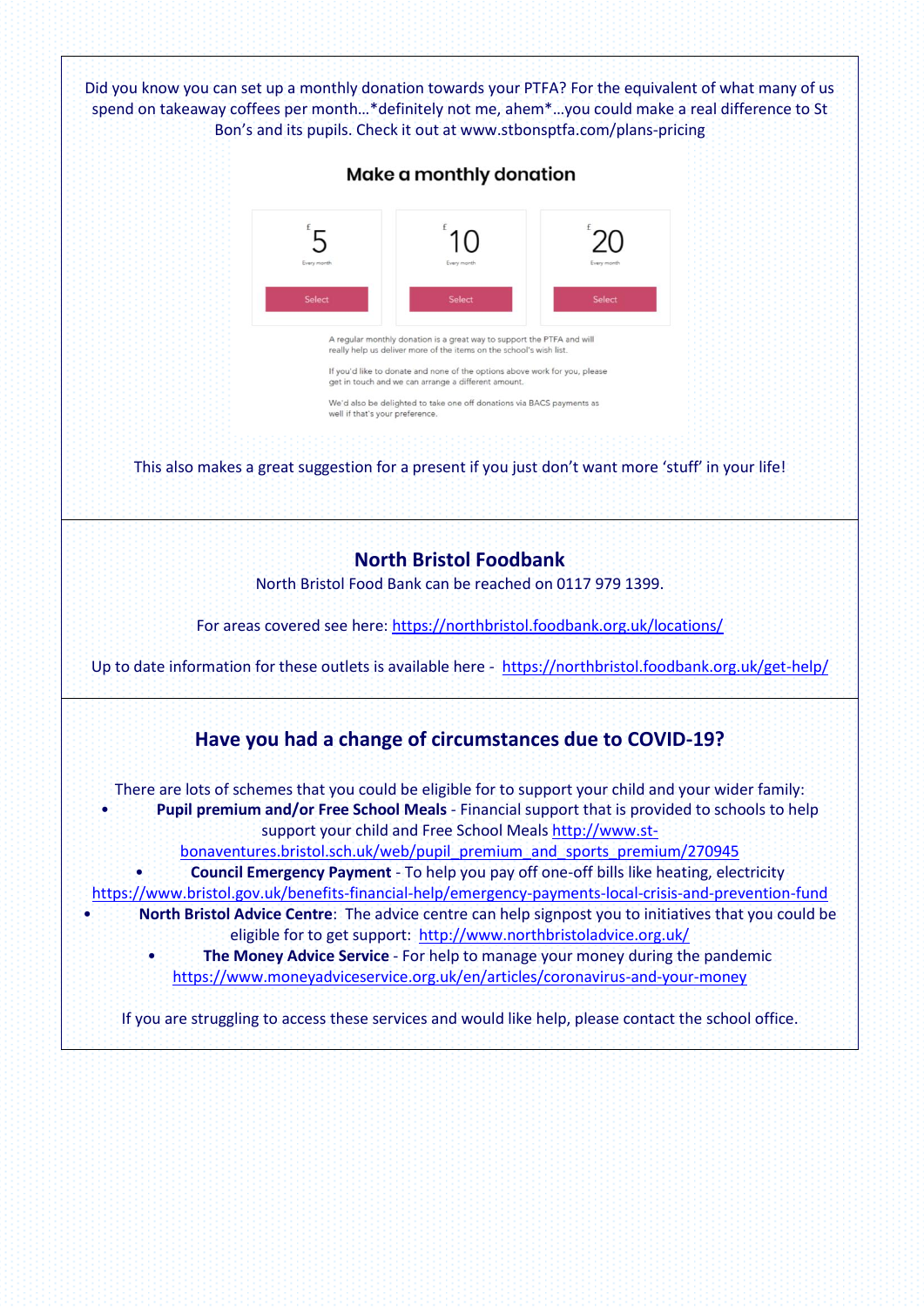Did you know you can set up a monthly donation towards your PTFA? For the equivalent of what many of us spend on takeaway coffees per month…*definitely not me, ahem*…you could make a real difference to St Bon's and its pupils. Check it out at www.stbonsptfa.com/plans-pricing

**Make a monthly donation**

| £5 | £10 | £20 |
|---|---|---|
| Every month | Every month | Every month |
| Select | Select | Select |

A regular monthly donation is a great way to support the PTFA and will really help us deliver more of the items on the school's wish list.

If you'd like to donate and none of the options above work for you, please get in touch and we can arrange a different amount.

We'd also be delighted to take one off donations via BACS payments as well if that's your preference.

This also makes a great suggestion for a present if you just don't want more 'stuff' in your life!

## North Bristol Foodbank

North Bristol Food Bank can be reached on 0117 979 1399.

For areas covered see here: https://northbristol.foodbank.org.uk/locations/

Up to date information for these outlets is available here - https://northbristol.foodbank.org.uk/get-help/

## Have you had a change of circumstances due to COVID-19?

There are lots of schemes that you could be eligible for to support your child and your wider family:

- **Pupil premium and/or Free School Meals** - Financial support that is provided to schools to help support your child and Free School Meals http://www.st-bonaventures.bristol.sch.uk/web/pupil_premium_and_sports_premium/270945
- **Council Emergency Payment** - To help you pay off one-off bills like heating, electricity https://www.bristol.gov.uk/benefits-financial-help/emergency-payments-local-crisis-and-prevention-fund
- **North Bristol Advice Centre**: The advice centre can help signpost you to initiatives that you could be eligible for to get support: http://www.northbristoladvice.org.uk/
- **The Money Advice Service** - For help to manage your money during the pandemic https://www.moneyadviceservice.org.uk/en/articles/coronavirus-and-your-money

If you are struggling to access these services and would like help, please contact the school office.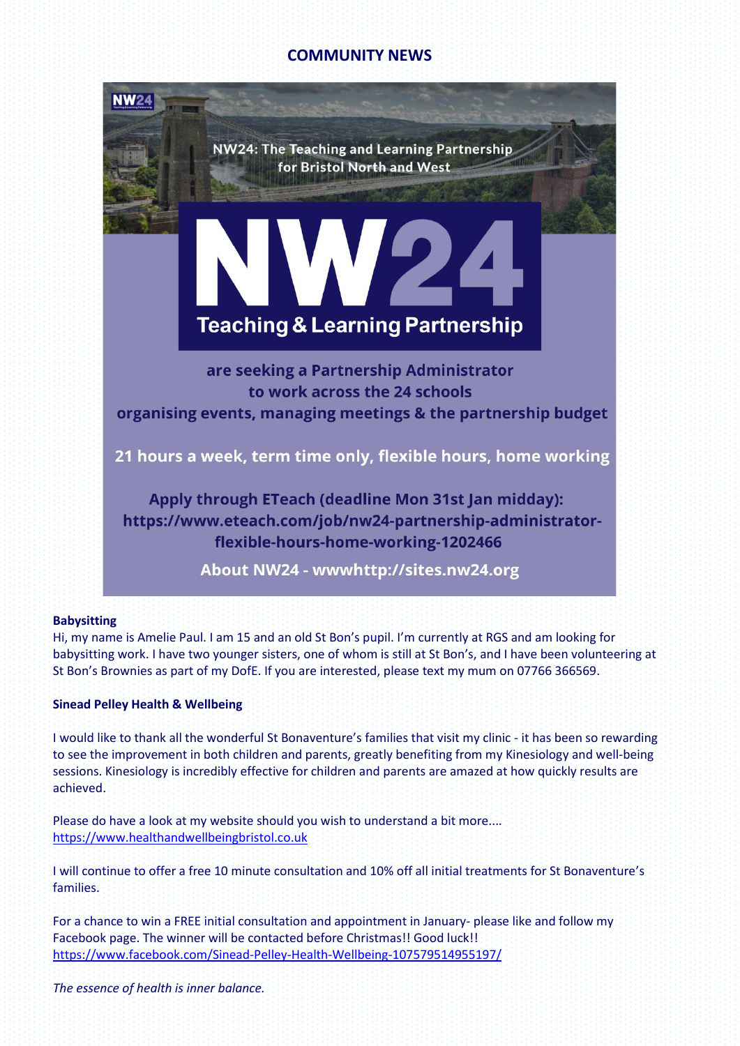## COMMUNITY NEWS

NW24: The Teaching and Learning Partnership for Bristol North and West

**NW24**

**Teaching & Learning Partnership**

**are seeking a Partnership Administrator to work across the 24 schools organising events, managing meetings & the partnership budget**

**21 hours a week, term time only, flexible hours, home working**

**Apply through ETeach (deadline Mon 31st Jan midday): https://www.eteach.com/job/nw24-partnership-administrator-flexible-hours-home-working-1202466**

**About NW24 - wwwhttp://sites.nw24.org**

**Babysitting**

Hi, my name is Amelie Paul. I am 15 and an old St Bon's pupil. I'm currently at RGS and am looking for babysitting work. I have two younger sisters, one of whom is still at St Bon's, and I have been volunteering at St Bon's Brownies as part of my DofE. If you are interested, please text my mum on 07766 366569.

**Sinead Pelley Health & Wellbeing**

I would like to thank all the wonderful St Bonaventure's families that visit my clinic - it has been so rewarding to see the improvement in both children and parents, greatly benefiting from my Kinesiology and well-being sessions. Kinesiology is incredibly effective for children and parents are amazed at how quickly results are achieved.

Please do have a look at my website should you wish to understand a bit more.... https://www.healthandwellbeingbristol.co.uk

I will continue to offer a free 10 minute consultation and 10% off all initial treatments for St Bonaventure's families.

For a chance to win a FREE initial consultation and appointment in January- please like and follow my Facebook page. The winner will be contacted before Christmas!! Good luck!! https://www.facebook.com/Sinead-Pelley-Health-Wellbeing-107579514955197/

*The essence of health is inner balance.*